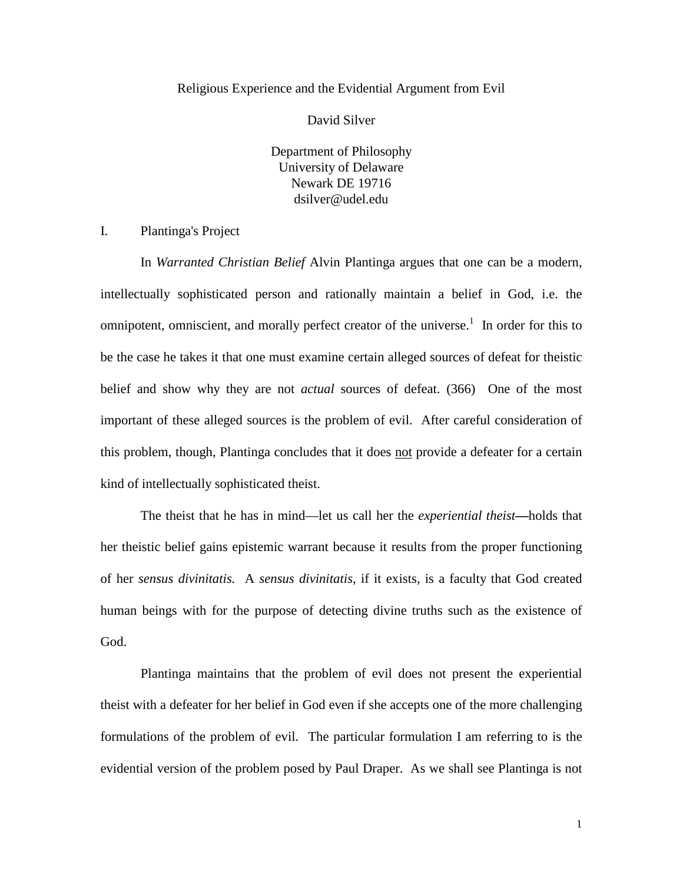# Religious Experience and the Evidential Argument from Evil

David Silver

Department of Philosophy
University of Delaware
Newark DE 19716
dsilver@udel.edu

## I. Plantinga's Project

In *Warranted Christian Belief* Alvin Plantinga argues that one can be a modern, intellectually sophisticated person and rationally maintain a belief in God, i.e. the omnipotent, omniscient, and morally perfect creator of the universe.[1] In order for this to be the case he takes it that one must examine certain alleged sources of defeat for theistic belief and show why they are not *actual* sources of defeat. (366) One of the most important of these alleged sources is the problem of evil. After careful consideration of this problem, though, Plantinga concludes that it does <u>not</u> provide a defeater for a certain kind of intellectually sophisticated theist.

The theist that he has in mind—let us call her the *experiential theist*—holds that her theistic belief gains epistemic warrant because it results from the proper functioning of her *sensus divinitatis.* A *sensus divinitatis*, if it exists, is a faculty that God created human beings with for the purpose of detecting divine truths such as the existence of God.

Plantinga maintains that the problem of evil does not present the experiential theist with a defeater for her belief in God even if she accepts one of the more challenging formulations of the problem of evil. The particular formulation I am referring to is the evidential version of the problem posed by Paul Draper. As we shall see Plantinga is not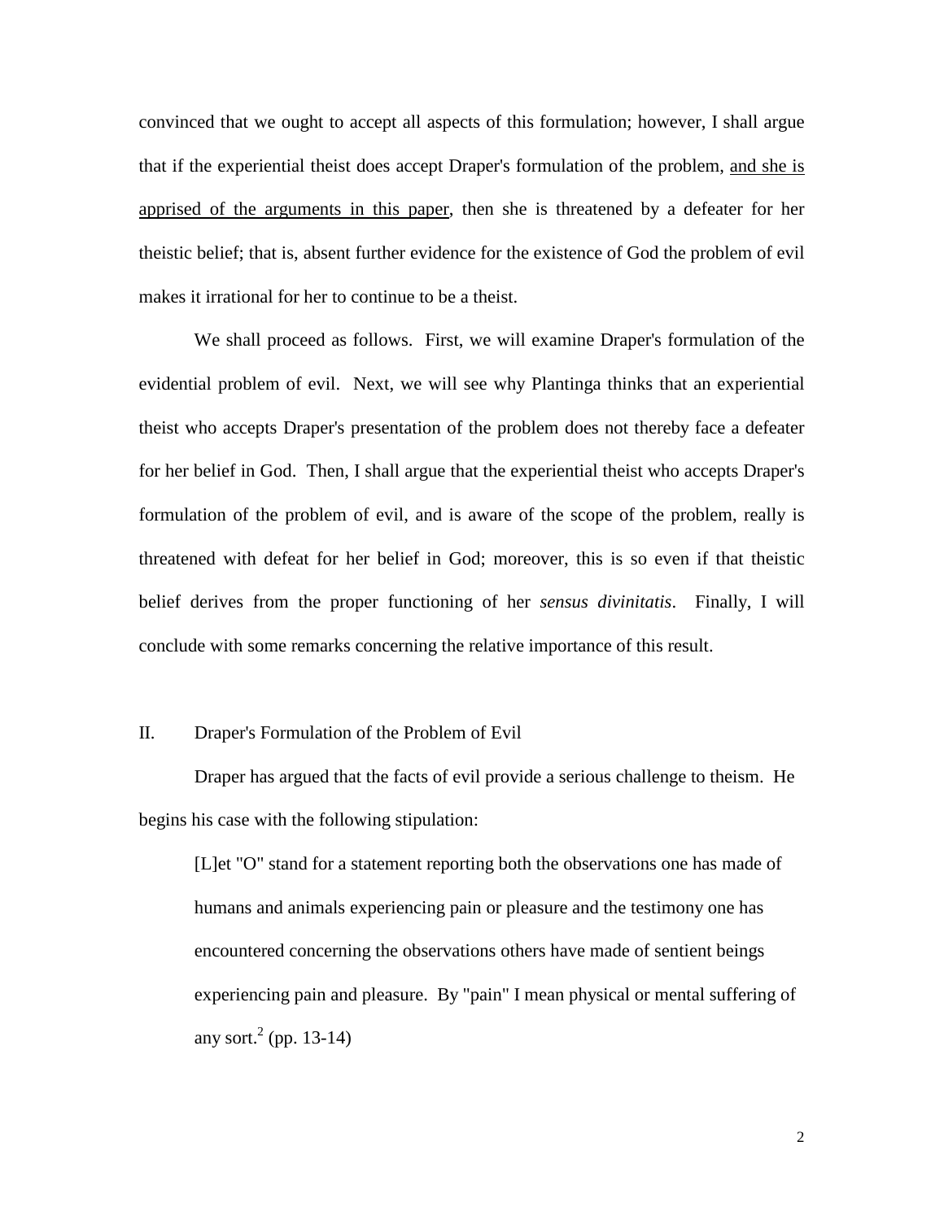convinced that we ought to accept all aspects of this formulation; however, I shall argue that if the experiential theist does accept Draper's formulation of the problem, <u>and she is apprised of the arguments in this paper</u>, then she is threatened by a defeater for her theistic belief; that is, absent further evidence for the existence of God the problem of evil makes it irrational for her to continue to be a theist.

We shall proceed as follows. First, we will examine Draper's formulation of the evidential problem of evil. Next, we will see why Plantinga thinks that an experiential theist who accepts Draper's presentation of the problem does not thereby face a defeater for her belief in God. Then, I shall argue that the experiential theist who accepts Draper's formulation of the problem of evil, and is aware of the scope of the problem, really is threatened with defeat for her belief in God; moreover, this is so even if that theistic belief derives from the proper functioning of her *sensus divinitatis*. Finally, I will conclude with some remarks concerning the relative importance of this result.

## II. Draper's Formulation of the Problem of Evil

Draper has argued that the facts of evil provide a serious challenge to theism. He begins his case with the following stipulation:

> [L]et "O" stand for a statement reporting both the observations one has made of humans and animals experiencing pain or pleasure and the testimony one has encountered concerning the observations others have made of sentient beings experiencing pain and pleasure. By "pain" I mean physical or mental suffering of any sort.[2] (pp. 13-14)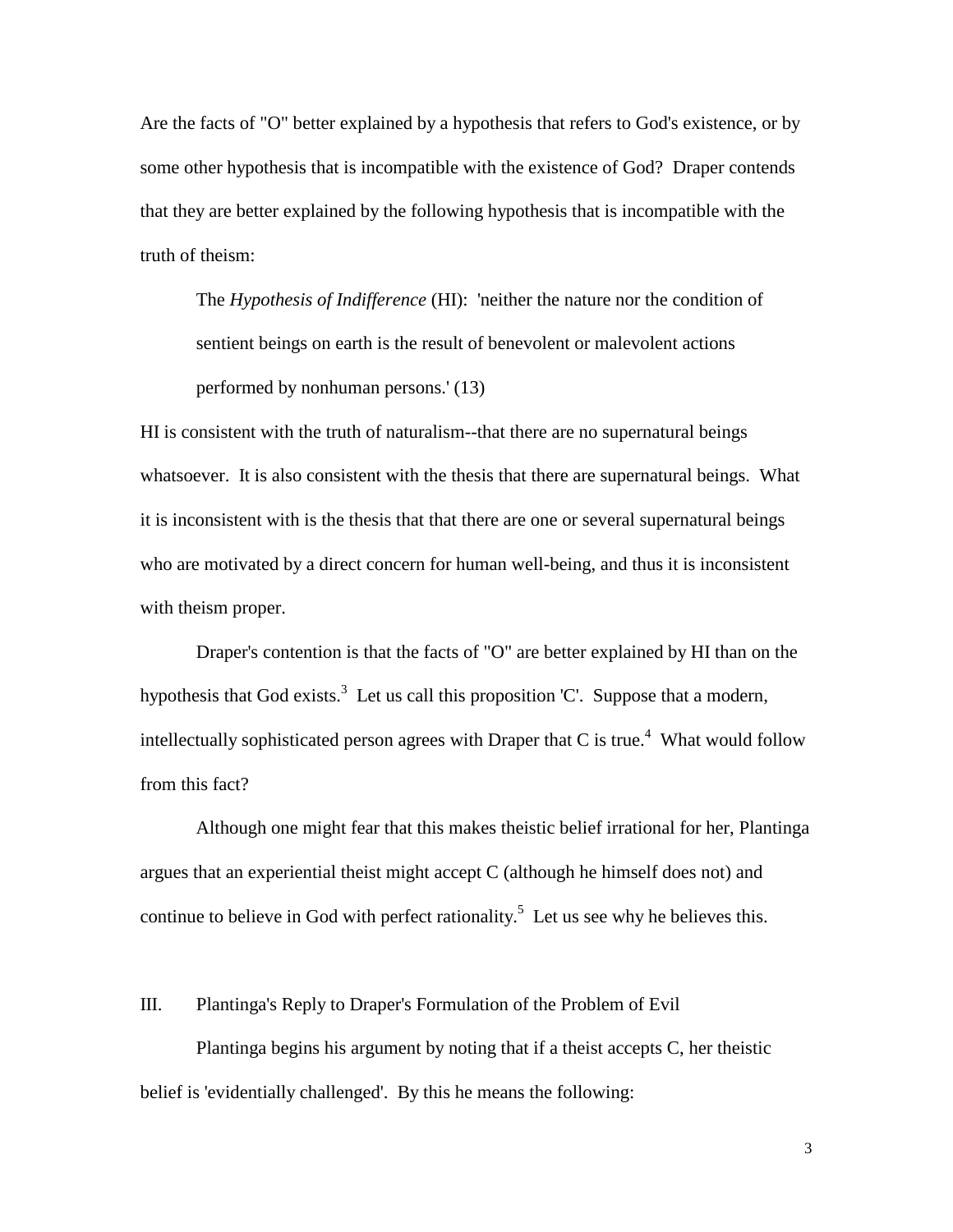Are the facts of "O" better explained by a hypothesis that refers to God's existence, or by some other hypothesis that is incompatible with the existence of God? Draper contends that they are better explained by the following hypothesis that is incompatible with the truth of theism:

> The *Hypothesis of Indifference* (HI): 'neither the nature nor the condition of sentient beings on earth is the result of benevolent or malevolent actions performed by nonhuman persons.' (13)

HI is consistent with the truth of naturalism--that there are no supernatural beings whatsoever. It is also consistent with the thesis that there are supernatural beings. What it is inconsistent with is the thesis that that there are one or several supernatural beings who are motivated by a direct concern for human well-being, and thus it is inconsistent with theism proper.

Draper's contention is that the facts of "O" are better explained by HI than on the hypothesis that God exists.[3] Let us call this proposition 'C'. Suppose that a modern, intellectually sophisticated person agrees with Draper that C is true.[4] What would follow from this fact?

Although one might fear that this makes theistic belief irrational for her, Plantinga argues that an experiential theist might accept C (although he himself does not) and continue to believe in God with perfect rationality.[5] Let us see why he believes this.

## III. Plantinga's Reply to Draper's Formulation of the Problem of Evil

Plantinga begins his argument by noting that if a theist accepts C, her theistic belief is 'evidentially challenged'. By this he means the following: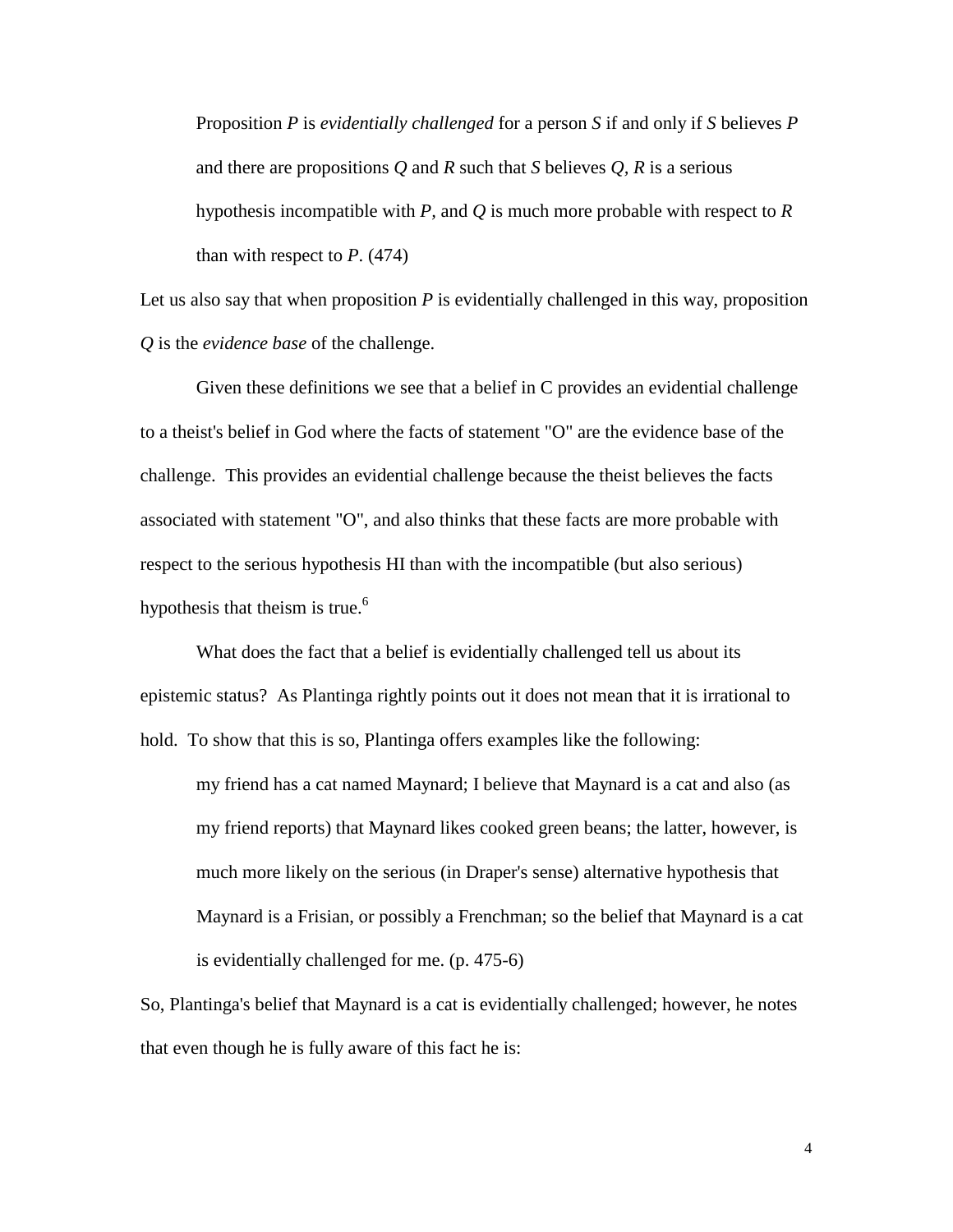> Proposition *P* is *evidentially challenged* for a person *S* if and only if *S* believes *P* and there are propositions *Q* and *R* such that *S* believes *Q*, *R* is a serious hypothesis incompatible with *P*, and *Q* is much more probable with respect to *R* than with respect to *P*. (474)

Let us also say that when proposition *P* is evidentially challenged in this way, proposition *Q* is the *evidence base* of the challenge.

Given these definitions we see that a belief in C provides an evidential challenge to a theist's belief in God where the facts of statement "O" are the evidence base of the challenge. This provides an evidential challenge because the theist believes the facts associated with statement "O", and also thinks that these facts are more probable with respect to the serious hypothesis HI than with the incompatible (but also serious) hypothesis that theism is true.[6]

What does the fact that a belief is evidentially challenged tell us about its epistemic status? As Plantinga rightly points out it does not mean that it is irrational to hold. To show that this is so, Plantinga offers examples like the following:

> my friend has a cat named Maynard; I believe that Maynard is a cat and also (as my friend reports) that Maynard likes cooked green beans; the latter, however, is much more likely on the serious (in Draper's sense) alternative hypothesis that Maynard is a Frisian, or possibly a Frenchman; so the belief that Maynard is a cat is evidentially challenged for me. (p. 475-6)

So, Plantinga's belief that Maynard is a cat is evidentially challenged; however, he notes that even though he is fully aware of this fact he is: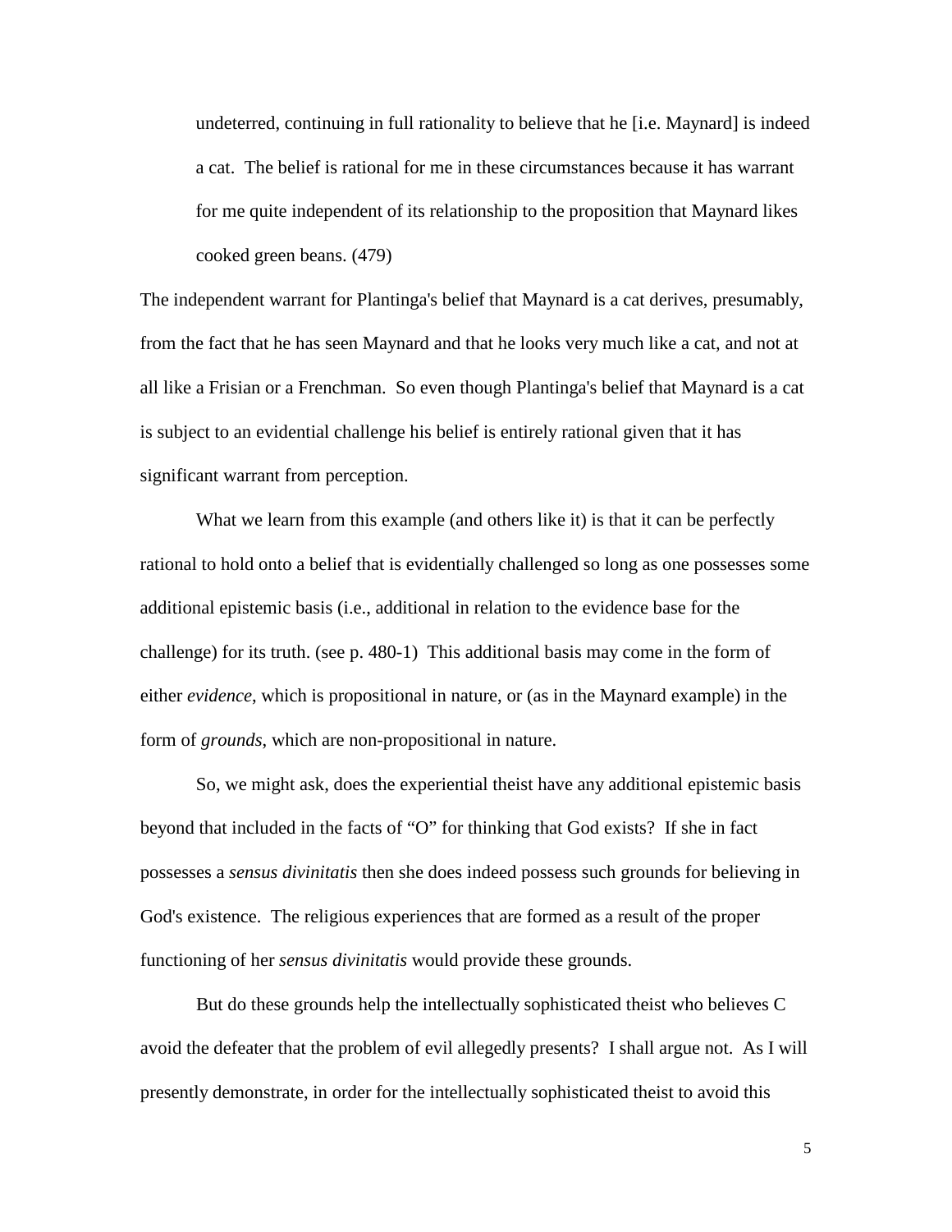> undeterred, continuing in full rationality to believe that he [i.e. Maynard] is indeed a cat. The belief is rational for me in these circumstances because it has warrant for me quite independent of its relationship to the proposition that Maynard likes cooked green beans. (479)

The independent warrant for Plantinga's belief that Maynard is a cat derives, presumably, from the fact that he has seen Maynard and that he looks very much like a cat, and not at all like a Frisian or a Frenchman. So even though Plantinga's belief that Maynard is a cat is subject to an evidential challenge his belief is entirely rational given that it has significant warrant from perception.

What we learn from this example (and others like it) is that it can be perfectly rational to hold onto a belief that is evidentially challenged so long as one possesses some additional epistemic basis (i.e., additional in relation to the evidence base for the challenge) for its truth. (see p. 480-1) This additional basis may come in the form of either *evidence*, which is propositional in nature, or (as in the Maynard example) in the form of *grounds*, which are non-propositional in nature.

So, we might ask, does the experiential theist have any additional epistemic basis beyond that included in the facts of "O" for thinking that God exists? If she in fact possesses a *sensus divinitatis* then she does indeed possess such grounds for believing in God's existence. The religious experiences that are formed as a result of the proper functioning of her *sensus divinitatis* would provide these grounds.

But do these grounds help the intellectually sophisticated theist who believes C avoid the defeater that the problem of evil allegedly presents? I shall argue not. As I will presently demonstrate, in order for the intellectually sophisticated theist to avoid this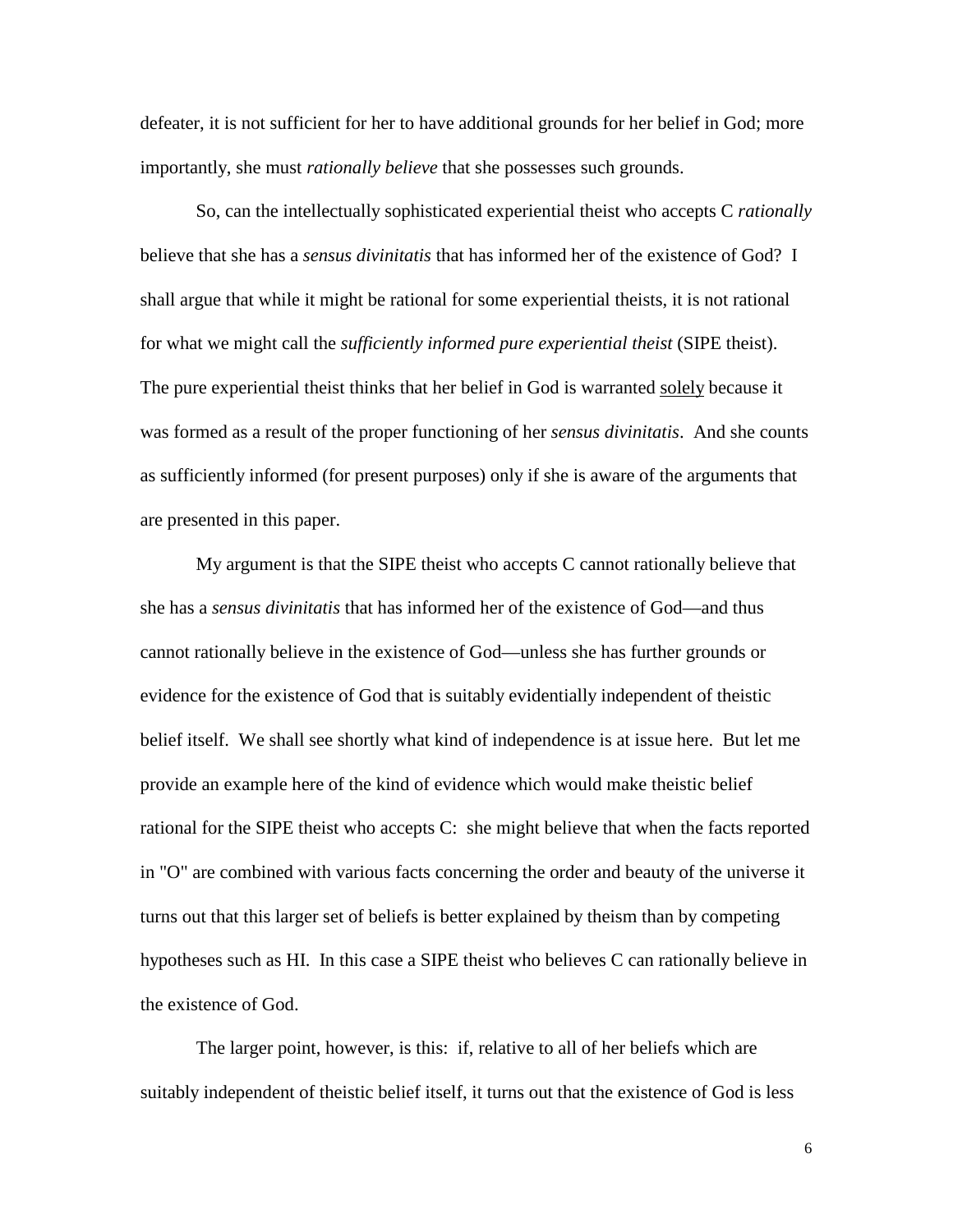defeater, it is not sufficient for her to have additional grounds for her belief in God; more importantly, she must *rationally believe* that she possesses such grounds.

So, can the intellectually sophisticated experiential theist who accepts C *rationally* believe that she has a *sensus divinitatis* that has informed her of the existence of God? I shall argue that while it might be rational for some experiential theists, it is not rational for what we might call the *sufficiently informed pure experiential theist* (SIPE theist). The pure experiential theist thinks that her belief in God is warranted <u>solely</u> because it was formed as a result of the proper functioning of her *sensus divinitatis*. And she counts as sufficiently informed (for present purposes) only if she is aware of the arguments that are presented in this paper.

My argument is that the SIPE theist who accepts C cannot rationally believe that she has a *sensus divinitatis* that has informed her of the existence of God—and thus cannot rationally believe in the existence of God—unless she has further grounds or evidence for the existence of God that is suitably evidentially independent of theistic belief itself. We shall see shortly what kind of independence is at issue here. But let me provide an example here of the kind of evidence which would make theistic belief rational for the SIPE theist who accepts C: she might believe that when the facts reported in "O" are combined with various facts concerning the order and beauty of the universe it turns out that this larger set of beliefs is better explained by theism than by competing hypotheses such as HI. In this case a SIPE theist who believes C can rationally believe in the existence of God.

The larger point, however, is this: if, relative to all of her beliefs which are suitably independent of theistic belief itself, it turns out that the existence of God is less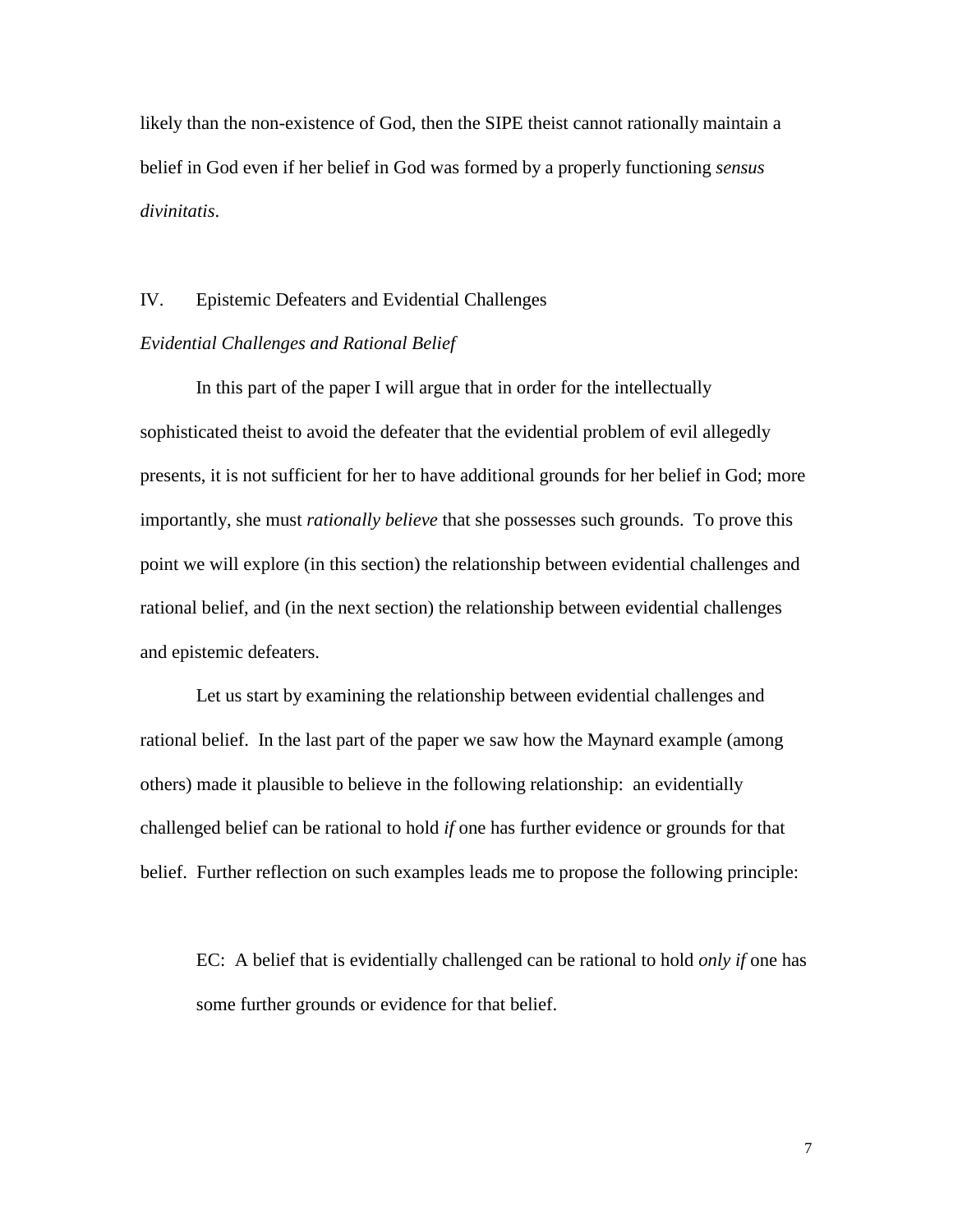likely than the non-existence of God, then the SIPE theist cannot rationally maintain a belief in God even if her belief in God was formed by a properly functioning *sensus divinitatis*.

## IV. Epistemic Defeaters and Evidential Challenges

*Evidential Challenges and Rational Belief*

In this part of the paper I will argue that in order for the intellectually sophisticated theist to avoid the defeater that the evidential problem of evil allegedly presents, it is not sufficient for her to have additional grounds for her belief in God; more importantly, she must *rationally believe* that she possesses such grounds. To prove this point we will explore (in this section) the relationship between evidential challenges and rational belief, and (in the next section) the relationship between evidential challenges and epistemic defeaters.

Let us start by examining the relationship between evidential challenges and rational belief. In the last part of the paper we saw how the Maynard example (among others) made it plausible to believe in the following relationship: an evidentially challenged belief can be rational to hold *if* one has further evidence or grounds for that belief. Further reflection on such examples leads me to propose the following principle:

> EC: A belief that is evidentially challenged can be rational to hold *only if* one has some further grounds or evidence for that belief.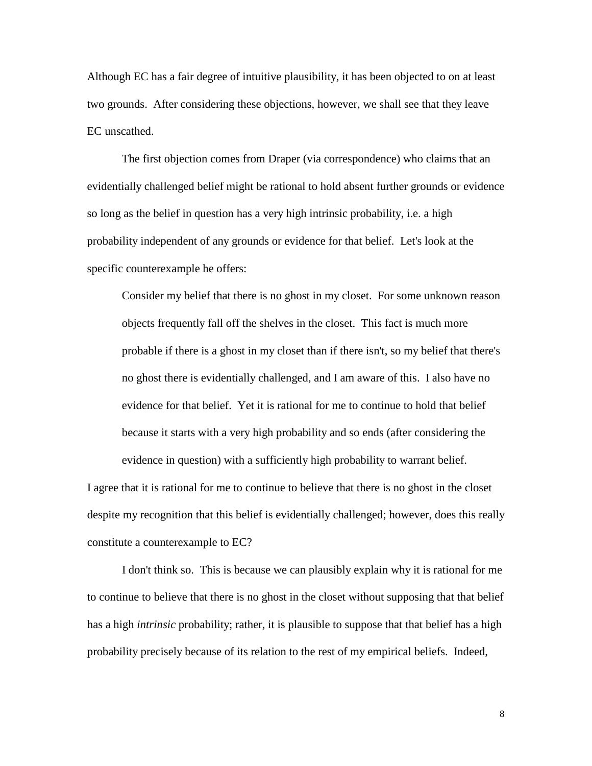Although EC has a fair degree of intuitive plausibility, it has been objected to on at least two grounds. After considering these objections, however, we shall see that they leave EC unscathed.

The first objection comes from Draper (via correspondence) who claims that an evidentially challenged belief might be rational to hold absent further grounds or evidence so long as the belief in question has a very high intrinsic probability, i.e. a high probability independent of any grounds or evidence for that belief. Let's look at the specific counterexample he offers:

> Consider my belief that there is no ghost in my closet. For some unknown reason objects frequently fall off the shelves in the closet. This fact is much more probable if there is a ghost in my closet than if there isn't, so my belief that there's no ghost there is evidentially challenged, and I am aware of this. I also have no evidence for that belief. Yet it is rational for me to continue to hold that belief because it starts with a very high probability and so ends (after considering the evidence in question) with a sufficiently high probability to warrant belief.

I agree that it is rational for me to continue to believe that there is no ghost in the closet despite my recognition that this belief is evidentially challenged; however, does this really constitute a counterexample to EC?

I don't think so. This is because we can plausibly explain why it is rational for me to continue to believe that there is no ghost in the closet without supposing that that belief has a high *intrinsic* probability; rather, it is plausible to suppose that that belief has a high probability precisely because of its relation to the rest of my empirical beliefs. Indeed,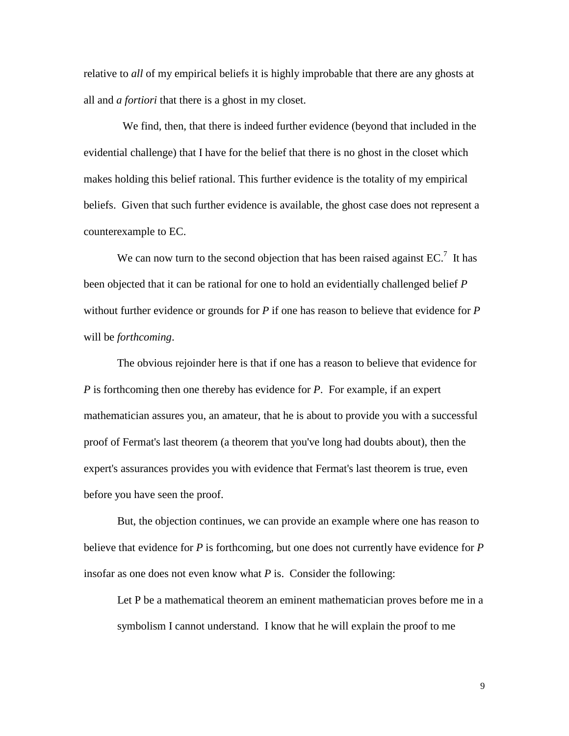relative to *all* of my empirical beliefs it is highly improbable that there are any ghosts at all and *a fortiori* that there is a ghost in my closet.

We find, then, that there is indeed further evidence (beyond that included in the evidential challenge) that I have for the belief that there is no ghost in the closet which makes holding this belief rational. This further evidence is the totality of my empirical beliefs. Given that such further evidence is available, the ghost case does not represent a counterexample to EC.

We can now turn to the second objection that has been raised against EC.[7] It has been objected that it can be rational for one to hold an evidentially challenged belief *P* without further evidence or grounds for *P* if one has reason to believe that evidence for *P* will be *forthcoming*.

The obvious rejoinder here is that if one has a reason to believe that evidence for *P* is forthcoming then one thereby has evidence for *P*. For example, if an expert mathematician assures you, an amateur, that he is about to provide you with a successful proof of Fermat's last theorem (a theorem that you've long had doubts about), then the expert's assurances provides you with evidence that Fermat's last theorem is true, even before you have seen the proof.

But, the objection continues, we can provide an example where one has reason to believe that evidence for *P* is forthcoming, but one does not currently have evidence for *P* insofar as one does not even know what *P* is. Consider the following:

> Let P be a mathematical theorem an eminent mathematician proves before me in a symbolism I cannot understand. I know that he will explain the proof to me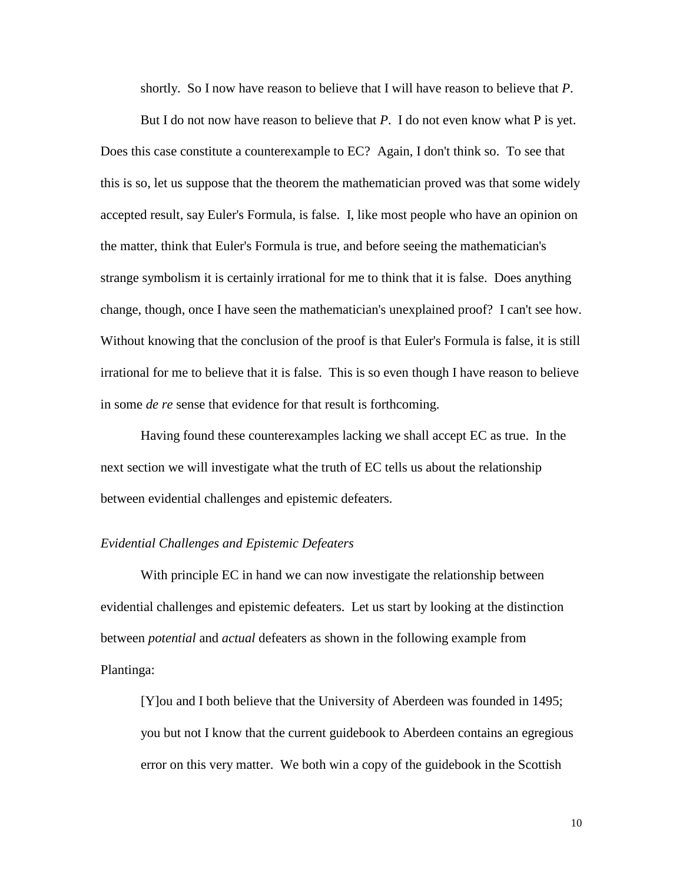shortly. So I now have reason to believe that I will have reason to believe that *P*.

But I do not now have reason to believe that *P*. I do not even know what P is yet. Does this case constitute a counterexample to EC? Again, I don't think so. To see that this is so, let us suppose that the theorem the mathematician proved was that some widely accepted result, say Euler's Formula, is false. I, like most people who have an opinion on the matter, think that Euler's Formula is true, and before seeing the mathematician's strange symbolism it is certainly irrational for me to think that it is false. Does anything change, though, once I have seen the mathematician's unexplained proof? I can't see how. Without knowing that the conclusion of the proof is that Euler's Formula is false, it is still irrational for me to believe that it is false. This is so even though I have reason to believe in some *de re* sense that evidence for that result is forthcoming.

Having found these counterexamples lacking we shall accept EC as true. In the next section we will investigate what the truth of EC tells us about the relationship between evidential challenges and epistemic defeaters.

### *Evidential Challenges and Epistemic Defeaters*

With principle EC in hand we can now investigate the relationship between evidential challenges and epistemic defeaters. Let us start by looking at the distinction between *potential* and *actual* defeaters as shown in the following example from Plantinga:

> [Y]ou and I both believe that the University of Aberdeen was founded in 1495; you but not I know that the current guidebook to Aberdeen contains an egregious error on this very matter. We both win a copy of the guidebook in the Scottish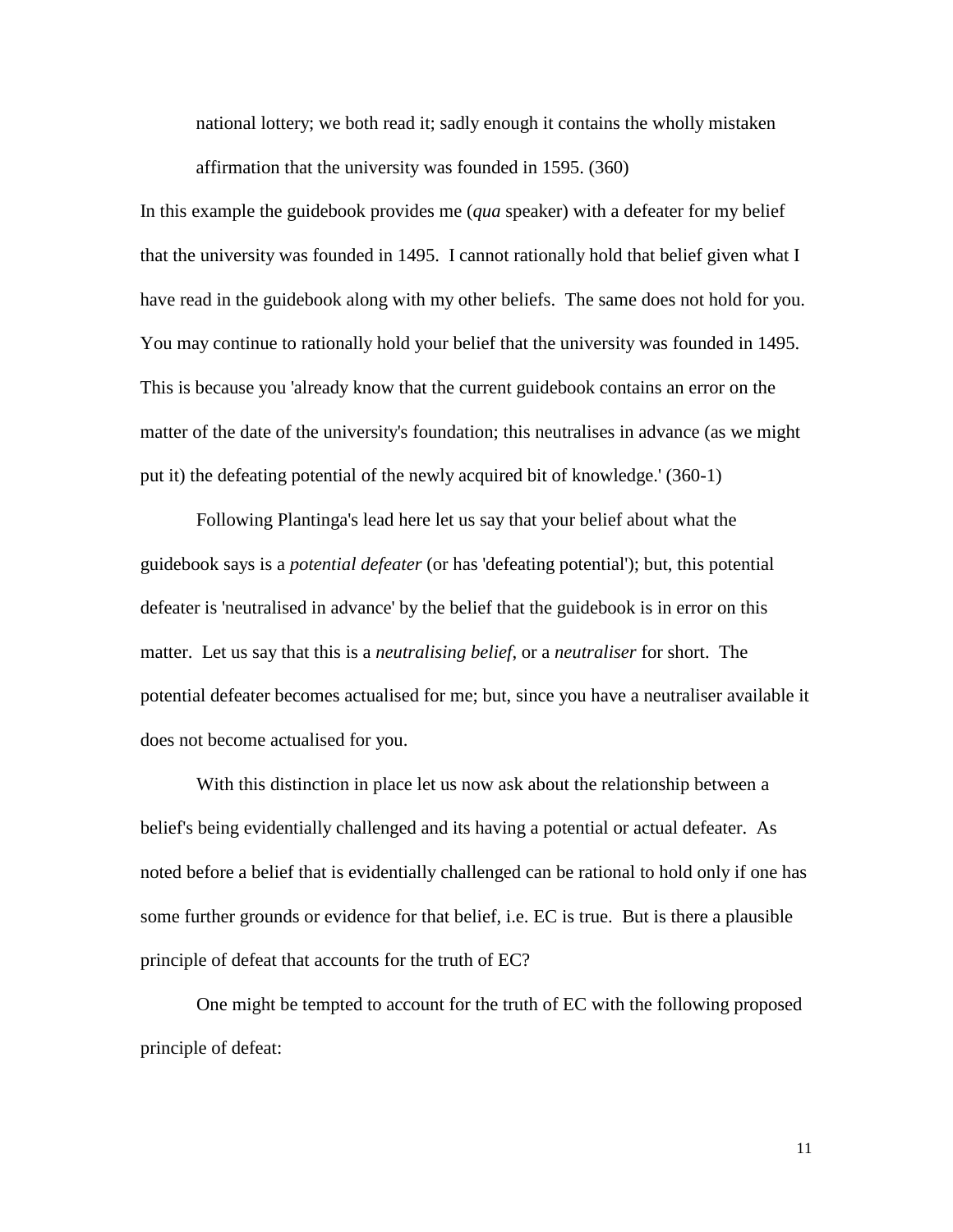national lottery; we both read it; sadly enough it contains the wholly mistaken affirmation that the university was founded in 1595. (360)

In this example the guidebook provides me (*qua* speaker) with a defeater for my belief that the university was founded in 1495. I cannot rationally hold that belief given what I have read in the guidebook along with my other beliefs. The same does not hold for you. You may continue to rationally hold your belief that the university was founded in 1495. This is because you 'already know that the current guidebook contains an error on the matter of the date of the university's foundation; this neutralises in advance (as we might put it) the defeating potential of the newly acquired bit of knowledge.' (360-1)

Following Plantinga's lead here let us say that your belief about what the guidebook says is a *potential defeater* (or has 'defeating potential'); but, this potential defeater is 'neutralised in advance' by the belief that the guidebook is in error on this matter. Let us say that this is a *neutralising belief*, or a *neutraliser* for short. The potential defeater becomes actualised for me; but, since you have a neutraliser available it does not become actualised for you.

With this distinction in place let us now ask about the relationship between a belief's being evidentially challenged and its having a potential or actual defeater. As noted before a belief that is evidentially challenged can be rational to hold only if one has some further grounds or evidence for that belief, i.e. EC is true. But is there a plausible principle of defeat that accounts for the truth of EC?

One might be tempted to account for the truth of EC with the following proposed principle of defeat: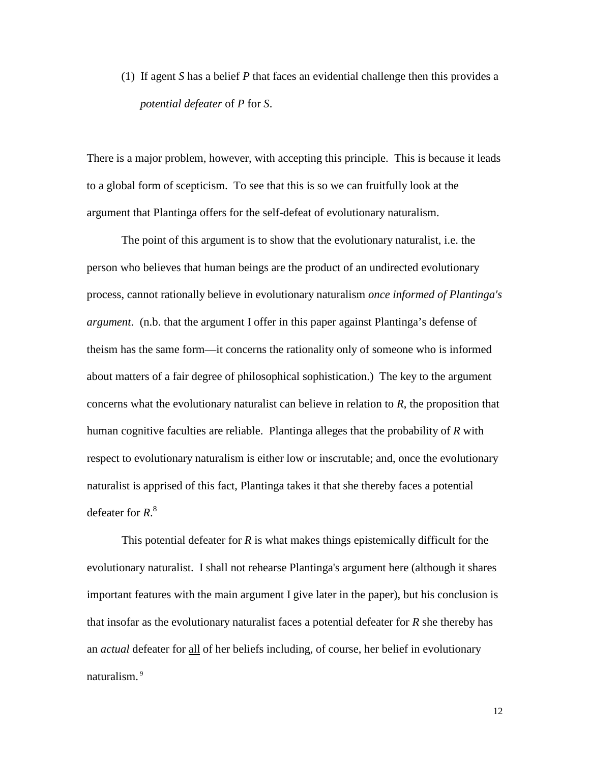(1) If agent *S* has a belief *P* that faces an evidential challenge then this provides a *potential defeater* of *P* for *S*.

There is a major problem, however, with accepting this principle. This is because it leads to a global form of scepticism. To see that this is so we can fruitfully look at the argument that Plantinga offers for the self-defeat of evolutionary naturalism.

The point of this argument is to show that the evolutionary naturalist, i.e. the person who believes that human beings are the product of an undirected evolutionary process, cannot rationally believe in evolutionary naturalism *once informed of Plantinga's argument*. (n.b. that the argument I offer in this paper against Plantinga's defense of theism has the same form—it concerns the rationality only of someone who is informed about matters of a fair degree of philosophical sophistication.) The key to the argument concerns what the evolutionary naturalist can believe in relation to *R*, the proposition that human cognitive faculties are reliable. Plantinga alleges that the probability of *R* with respect to evolutionary naturalism is either low or inscrutable; and, once the evolutionary naturalist is apprised of this fact, Plantinga takes it that she thereby faces a potential defeater for *R*.[8]

This potential defeater for *R* is what makes things epistemically difficult for the evolutionary naturalist. I shall not rehearse Plantinga's argument here (although it shares important features with the main argument I give later in the paper), but his conclusion is that insofar as the evolutionary naturalist faces a potential defeater for *R* she thereby has an *actual* defeater for <u>all</u> of her beliefs including, of course, her belief in evolutionary naturalism.[9]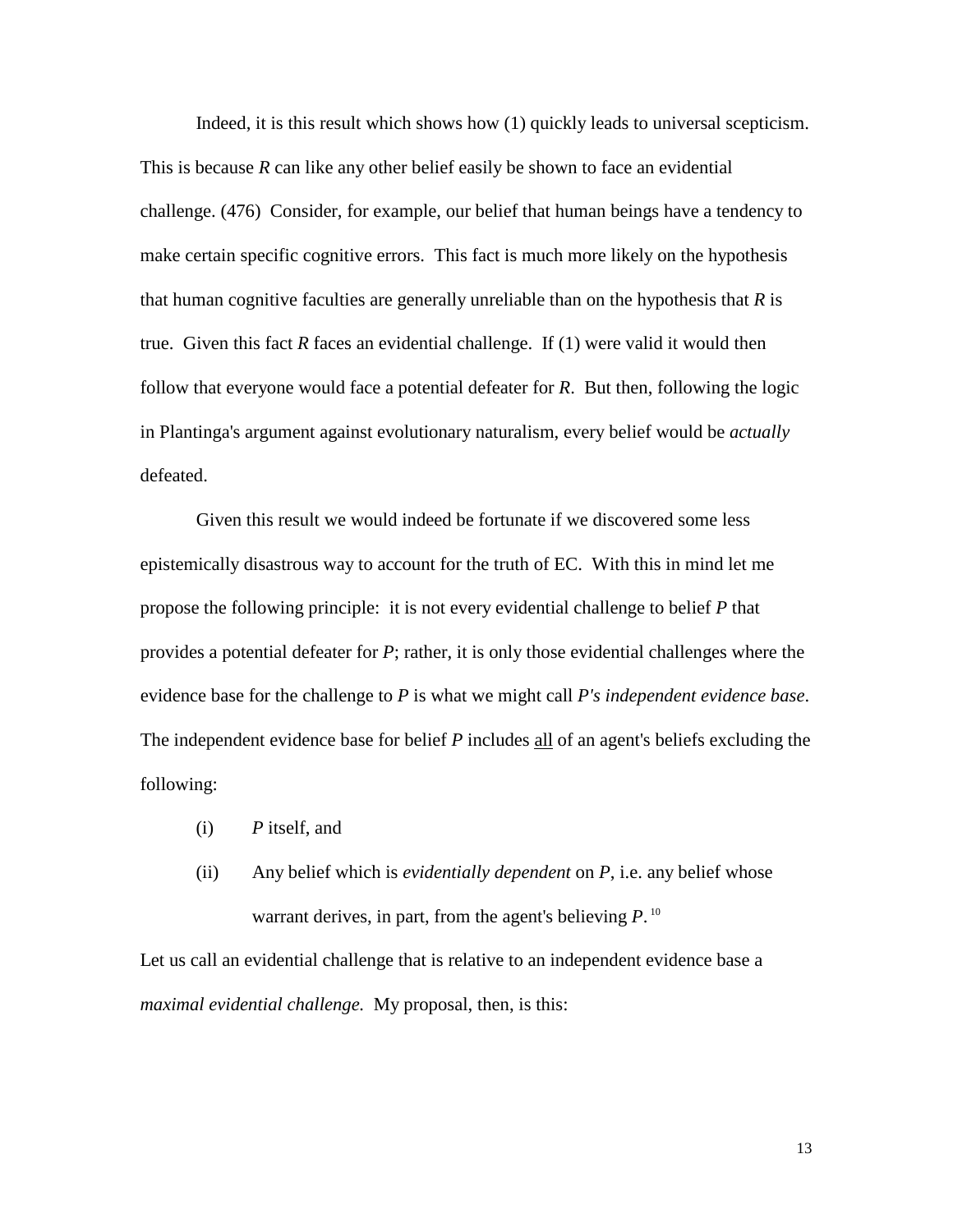Indeed, it is this result which shows how (1) quickly leads to universal scepticism. This is because *R* can like any other belief easily be shown to face an evidential challenge. (476) Consider, for example, our belief that human beings have a tendency to make certain specific cognitive errors. This fact is much more likely on the hypothesis that human cognitive faculties are generally unreliable than on the hypothesis that *R* is true. Given this fact *R* faces an evidential challenge. If (1) were valid it would then follow that everyone would face a potential defeater for *R*. But then, following the logic in Plantinga's argument against evolutionary naturalism, every belief would be *actually* defeated.

Given this result we would indeed be fortunate if we discovered some less epistemically disastrous way to account for the truth of EC. With this in mind let me propose the following principle: it is not every evidential challenge to belief *P* that provides a potential defeater for *P*; rather, it is only those evidential challenges where the evidence base for the challenge to *P* is what we might call *P's independent evidence base*. The independent evidence base for belief *P* includes <u>all</u> of an agent's beliefs excluding the following:

(i) *P* itself, and

(ii) Any belief which is *evidentially dependent* on *P*, i.e. any belief whose warrant derives, in part, from the agent's believing *P*.[10]

Let us call an evidential challenge that is relative to an independent evidence base a *maximal evidential challenge.* My proposal, then, is this: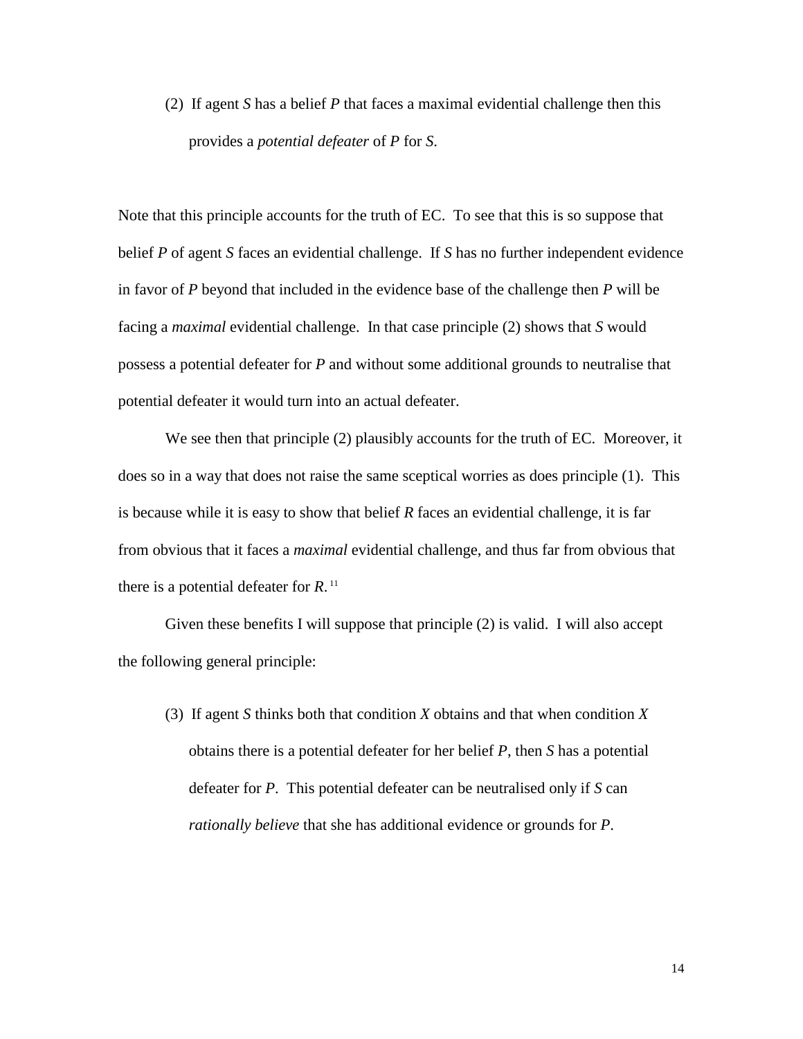(2) If agent *S* has a belief *P* that faces a maximal evidential challenge then this provides a *potential defeater* of *P* for *S*.

Note that this principle accounts for the truth of EC. To see that this is so suppose that belief *P* of agent *S* faces an evidential challenge. If *S* has no further independent evidence in favor of *P* beyond that included in the evidence base of the challenge then *P* will be facing a *maximal* evidential challenge. In that case principle (2) shows that *S* would possess a potential defeater for *P* and without some additional grounds to neutralise that potential defeater it would turn into an actual defeater.

We see then that principle (2) plausibly accounts for the truth of EC. Moreover, it does so in a way that does not raise the same sceptical worries as does principle (1). This is because while it is easy to show that belief *R* faces an evidential challenge, it is far from obvious that it faces a *maximal* evidential challenge, and thus far from obvious that there is a potential defeater for *R*.[11]

Given these benefits I will suppose that principle (2) is valid. I will also accept the following general principle:

(3) If agent *S* thinks both that condition *X* obtains and that when condition *X* obtains there is a potential defeater for her belief *P*, then *S* has a potential defeater for *P*. This potential defeater can be neutralised only if *S* can *rationally believe* that she has additional evidence or grounds for *P*.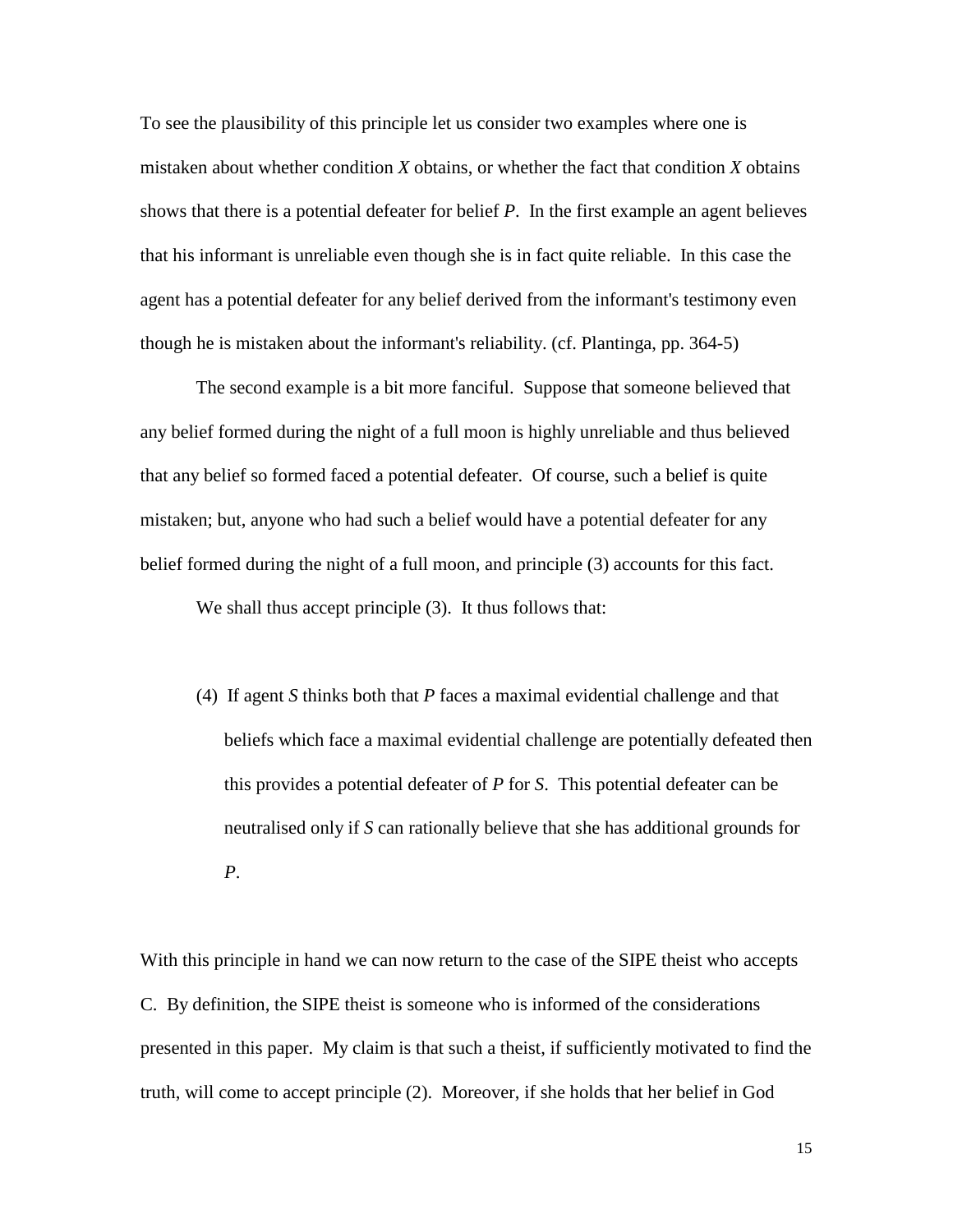To see the plausibility of this principle let us consider two examples where one is mistaken about whether condition *X* obtains, or whether the fact that condition *X* obtains shows that there is a potential defeater for belief *P*. In the first example an agent believes that his informant is unreliable even though she is in fact quite reliable. In this case the agent has a potential defeater for any belief derived from the informant's testimony even though he is mistaken about the informant's reliability. (cf. Plantinga, pp. 364-5)

The second example is a bit more fanciful. Suppose that someone believed that any belief formed during the night of a full moon is highly unreliable and thus believed that any belief so formed faced a potential defeater. Of course, such a belief is quite mistaken; but, anyone who had such a belief would have a potential defeater for any belief formed during the night of a full moon, and principle (3) accounts for this fact.

We shall thus accept principle (3). It thus follows that:

> (4) If agent *S* thinks both that *P* faces a maximal evidential challenge and that beliefs which face a maximal evidential challenge are potentially defeated then this provides a potential defeater of *P* for *S*. This potential defeater can be neutralised only if *S* can rationally believe that she has additional grounds for *P*.

With this principle in hand we can now return to the case of the SIPE theist who accepts C. By definition, the SIPE theist is someone who is informed of the considerations presented in this paper. My claim is that such a theist, if sufficiently motivated to find the truth, will come to accept principle (2). Moreover, if she holds that her belief in God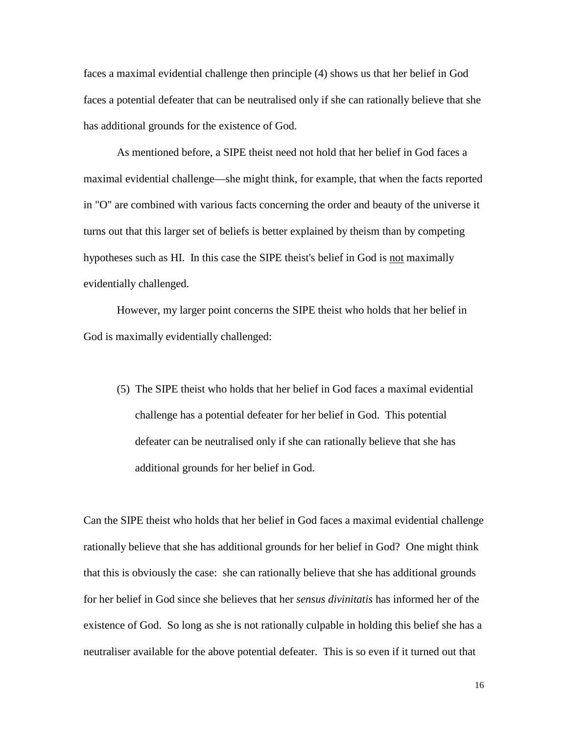faces a maximal evidential challenge then principle (4) shows us that her belief in God faces a potential defeater that can be neutralised only if she can rationally believe that she has additional grounds for the existence of God.

As mentioned before, a SIPE theist need not hold that her belief in God faces a maximal evidential challenge—she might think, for example, that when the facts reported in "O" are combined with various facts concerning the order and beauty of the universe it turns out that this larger set of beliefs is better explained by theism than by competing hypotheses such as HI. In this case the SIPE theist's belief in God is <u>not</u> maximally evidentially challenged.

However, my larger point concerns the SIPE theist who holds that her belief in God is maximally evidentially challenged:

> (5) The SIPE theist who holds that her belief in God faces a maximal evidential challenge has a potential defeater for her belief in God. This potential defeater can be neutralised only if she can rationally believe that she has additional grounds for her belief in God.

Can the SIPE theist who holds that her belief in God faces a maximal evidential challenge rationally believe that she has additional grounds for her belief in God? One might think that this is obviously the case: she can rationally believe that she has additional grounds for her belief in God since she believes that her *sensus divinitatis* has informed her of the existence of God. So long as she is not rationally culpable in holding this belief she has a neutraliser available for the above potential defeater. This is so even if it turned out that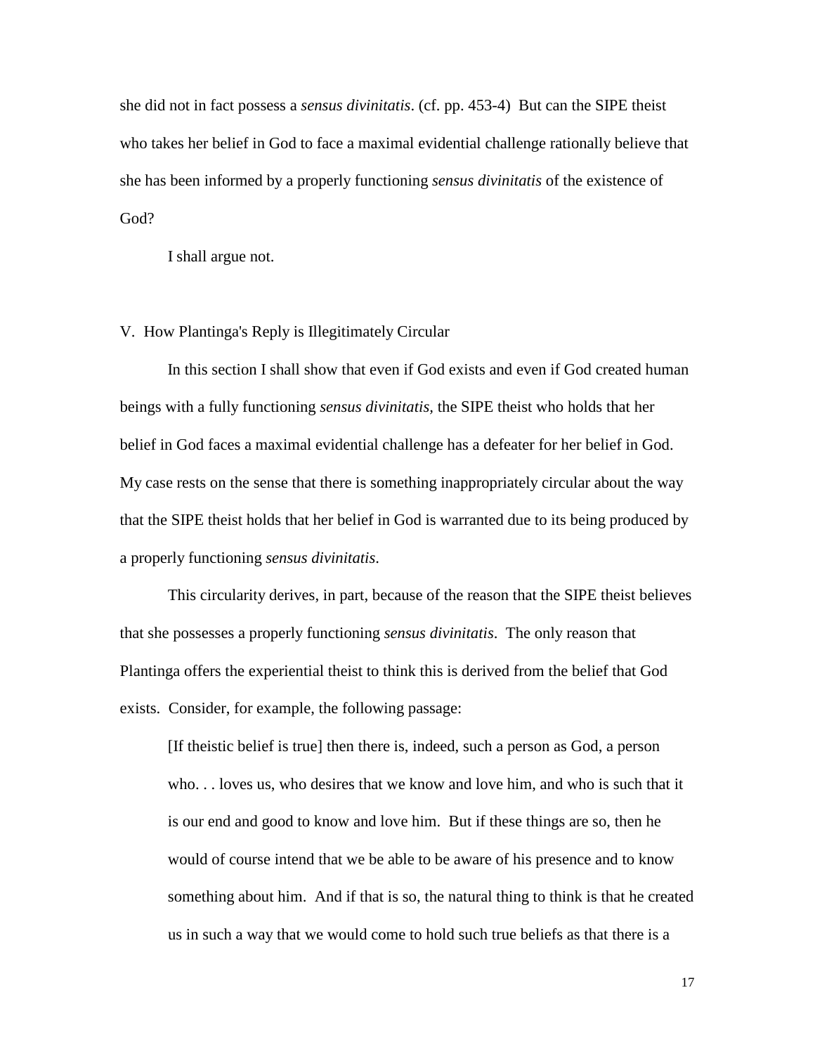she did not in fact possess a *sensus divinitatis*. (cf. pp. 453-4) But can the SIPE theist who takes her belief in God to face a maximal evidential challenge rationally believe that she has been informed by a properly functioning *sensus divinitatis* of the existence of God?

I shall argue not.

## V. How Plantinga's Reply is Illegitimately Circular

In this section I shall show that even if God exists and even if God created human beings with a fully functioning *sensus divinitatis*, the SIPE theist who holds that her belief in God faces a maximal evidential challenge has a defeater for her belief in God. My case rests on the sense that there is something inappropriately circular about the way that the SIPE theist holds that her belief in God is warranted due to its being produced by a properly functioning *sensus divinitatis*.

This circularity derives, in part, because of the reason that the SIPE theist believes that she possesses a properly functioning *sensus divinitatis*. The only reason that Plantinga offers the experiential theist to think this is derived from the belief that God exists. Consider, for example, the following passage:

> [If theistic belief is true] then there is, indeed, such a person as God, a person who. . . loves us, who desires that we know and love him, and who is such that it is our end and good to know and love him. But if these things are so, then he would of course intend that we be able to be aware of his presence and to know something about him. And if that is so, the natural thing to think is that he created us in such a way that we would come to hold such true beliefs as that there is a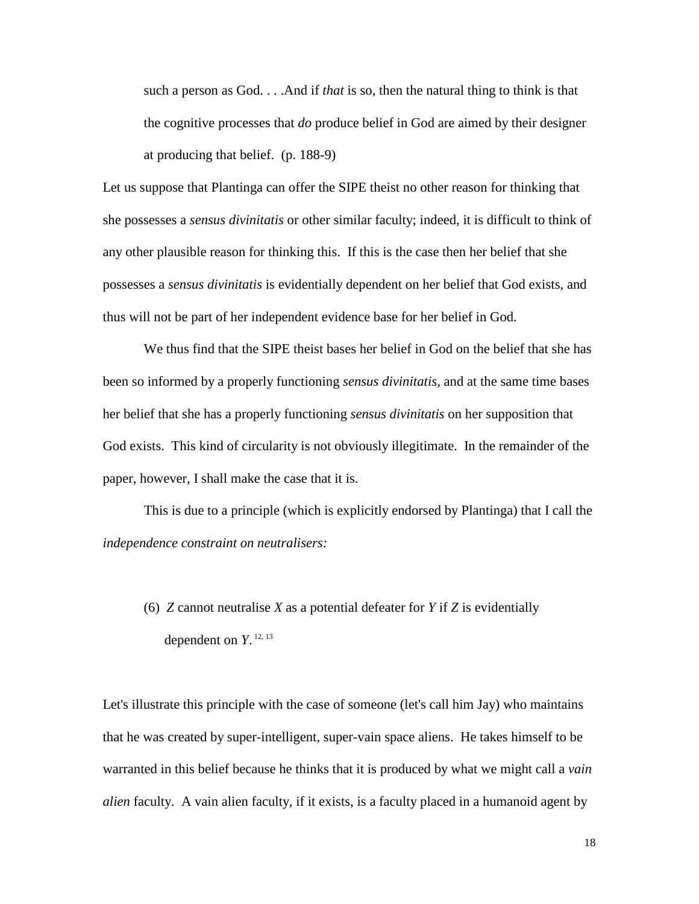> such a person as God. . . .And if *that* is so, then the natural thing to think is that the cognitive processes that *do* produce belief in God are aimed by their designer at producing that belief. (p. 188-9)

Let us suppose that Plantinga can offer the SIPE theist no other reason for thinking that she possesses a *sensus divinitatis* or other similar faculty; indeed, it is difficult to think of any other plausible reason for thinking this. If this is the case then her belief that she possesses a *sensus divinitatis* is evidentially dependent on her belief that God exists, and thus will not be part of her independent evidence base for her belief in God.

We thus find that the SIPE theist bases her belief in God on the belief that she has been so informed by a properly functioning *sensus divinitatis*, and at the same time bases her belief that she has a properly functioning *sensus divinitatis* on her supposition that God exists. This kind of circularity is not obviously illegitimate. In the remainder of the paper, however, I shall make the case that it is.

This is due to a principle (which is explicitly endorsed by Plantinga) that I call the *independence constraint on neutralisers:*

> (6) *Z* cannot neutralise *X* as a potential defeater for *Y* if *Z* is evidentially dependent on *Y*.[12, 13]

Let's illustrate this principle with the case of someone (let's call him Jay) who maintains that he was created by super-intelligent, super-vain space aliens. He takes himself to be warranted in this belief because he thinks that it is produced by what we might call a *vain alien* faculty. A vain alien faculty, if it exists, is a faculty placed in a humanoid agent by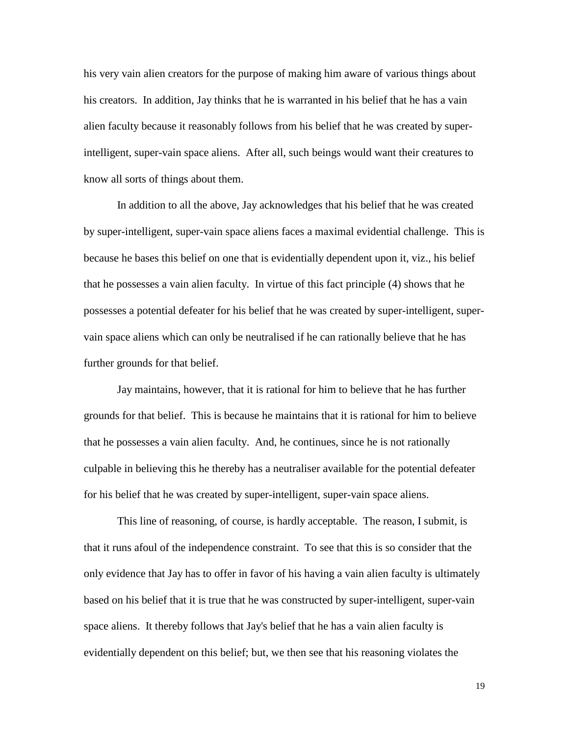his very vain alien creators for the purpose of making him aware of various things about his creators. In addition, Jay thinks that he is warranted in his belief that he has a vain alien faculty because it reasonably follows from his belief that he was created by super-intelligent, super-vain space aliens. After all, such beings would want their creatures to know all sorts of things about them.

In addition to all the above, Jay acknowledges that his belief that he was created by super-intelligent, super-vain space aliens faces a maximal evidential challenge. This is because he bases this belief on one that is evidentially dependent upon it, viz., his belief that he possesses a vain alien faculty. In virtue of this fact principle (4) shows that he possesses a potential defeater for his belief that he was created by super-intelligent, super-vain space aliens which can only be neutralised if he can rationally believe that he has further grounds for that belief.

Jay maintains, however, that it is rational for him to believe that he has further grounds for that belief. This is because he maintains that it is rational for him to believe that he possesses a vain alien faculty. And, he continues, since he is not rationally culpable in believing this he thereby has a neutraliser available for the potential defeater for his belief that he was created by super-intelligent, super-vain space aliens.

This line of reasoning, of course, is hardly acceptable. The reason, I submit, is that it runs afoul of the independence constraint. To see that this is so consider that the only evidence that Jay has to offer in favor of his having a vain alien faculty is ultimately based on his belief that it is true that he was constructed by super-intelligent, super-vain space aliens. It thereby follows that Jay's belief that he has a vain alien faculty is evidentially dependent on this belief; but, we then see that his reasoning violates the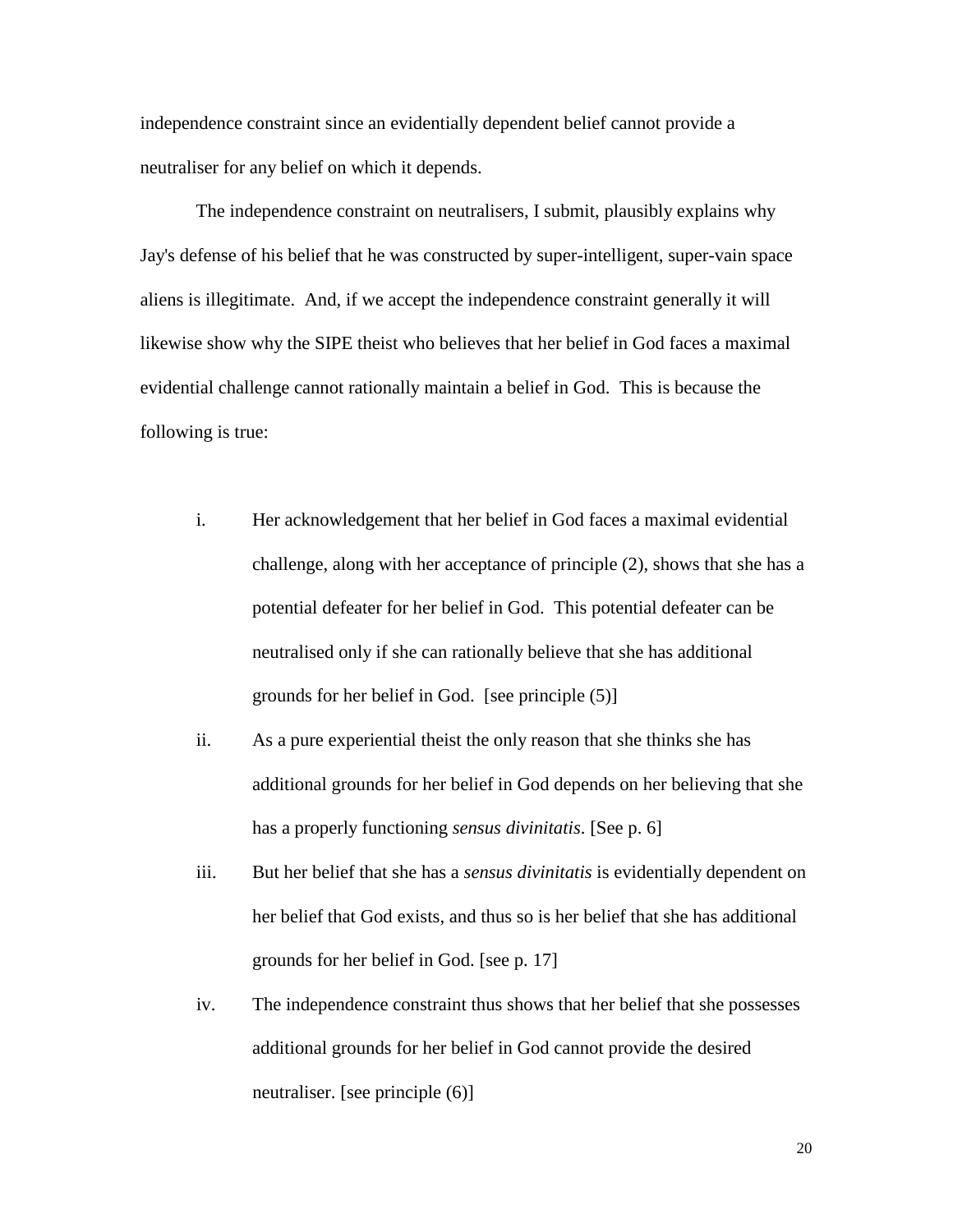independence constraint since an evidentially dependent belief cannot provide a neutraliser for any belief on which it depends.

The independence constraint on neutralisers, I submit, plausibly explains why Jay's defense of his belief that he was constructed by super-intelligent, super-vain space aliens is illegitimate. And, if we accept the independence constraint generally it will likewise show why the SIPE theist who believes that her belief in God faces a maximal evidential challenge cannot rationally maintain a belief in God. This is because the following is true:

i. Her acknowledgement that her belief in God faces a maximal evidential challenge, along with her acceptance of principle (2), shows that she has a potential defeater for her belief in God. This potential defeater can be neutralised only if she can rationally believe that she has additional grounds for her belief in God. [see principle (5)]

ii. As a pure experiential theist the only reason that she thinks she has additional grounds for her belief in God depends on her believing that she has a properly functioning *sensus divinitatis*. [See p. 6]

iii. But her belief that she has a *sensus divinitatis* is evidentially dependent on her belief that God exists, and thus so is her belief that she has additional grounds for her belief in God. [see p. 17]

iv. The independence constraint thus shows that her belief that she possesses additional grounds for her belief in God cannot provide the desired neutraliser. [see principle (6)]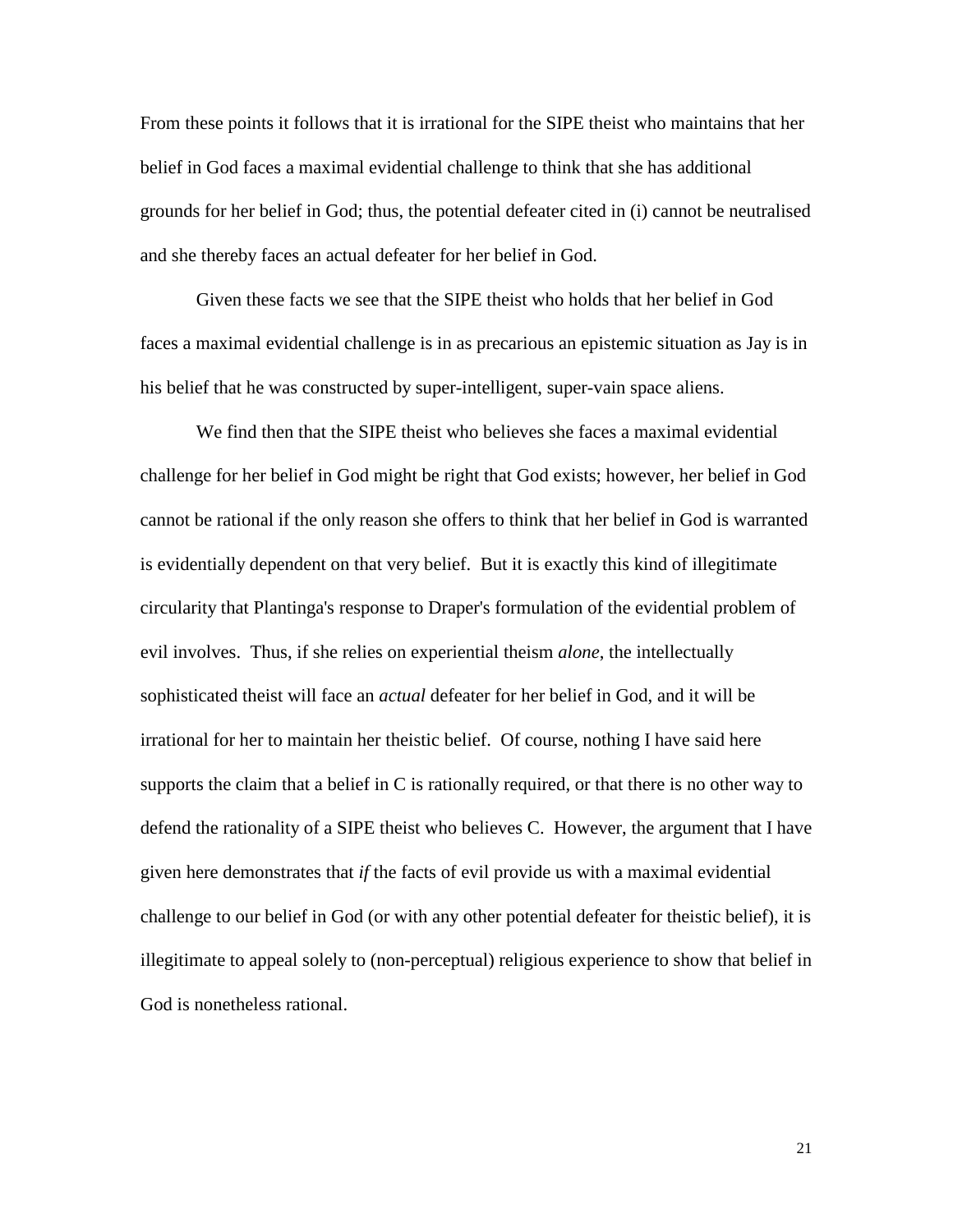From these points it follows that it is irrational for the SIPE theist who maintains that her belief in God faces a maximal evidential challenge to think that she has additional grounds for her belief in God; thus, the potential defeater cited in (i) cannot be neutralised and she thereby faces an actual defeater for her belief in God.

Given these facts we see that the SIPE theist who holds that her belief in God faces a maximal evidential challenge is in as precarious an epistemic situation as Jay is in his belief that he was constructed by super-intelligent, super-vain space aliens.

We find then that the SIPE theist who believes she faces a maximal evidential challenge for her belief in God might be right that God exists; however, her belief in God cannot be rational if the only reason she offers to think that her belief in God is warranted is evidentially dependent on that very belief. But it is exactly this kind of illegitimate circularity that Plantinga's response to Draper's formulation of the evidential problem of evil involves. Thus, if she relies on experiential theism *alone*, the intellectually sophisticated theist will face an *actual* defeater for her belief in God, and it will be irrational for her to maintain her theistic belief. Of course, nothing I have said here supports the claim that a belief in C is rationally required, or that there is no other way to defend the rationality of a SIPE theist who believes C. However, the argument that I have given here demonstrates that *if* the facts of evil provide us with a maximal evidential challenge to our belief in God (or with any other potential defeater for theistic belief), it is illegitimate to appeal solely to (non-perceptual) religious experience to show that belief in God is nonetheless rational.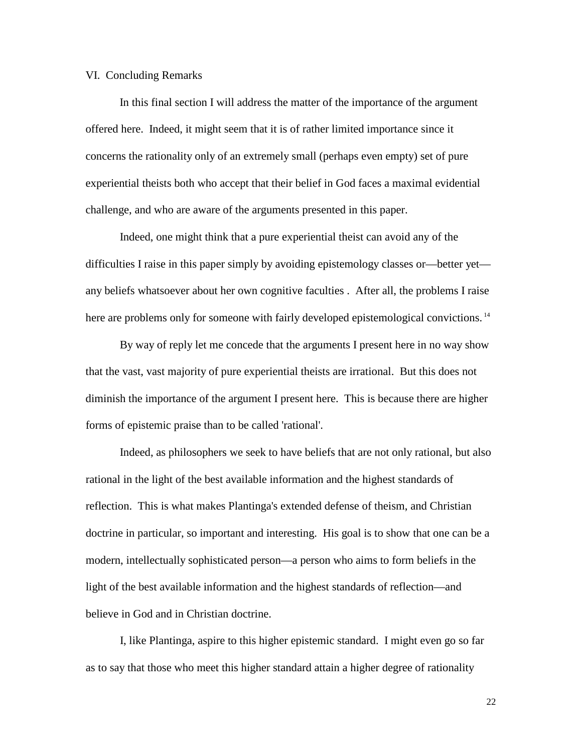## VI. Concluding Remarks

In this final section I will address the matter of the importance of the argument offered here. Indeed, it might seem that it is of rather limited importance since it concerns the rationality only of an extremely small (perhaps even empty) set of pure experiential theists both who accept that their belief in God faces a maximal evidential challenge, and who are aware of the arguments presented in this paper.

Indeed, one might think that a pure experiential theist can avoid any of the difficulties I raise in this paper simply by avoiding epistemology classes or—better yet—any beliefs whatsoever about her own cognitive faculties . After all, the problems I raise here are problems only for someone with fairly developed epistemological convictions.[14]

By way of reply let me concede that the arguments I present here in no way show that the vast, vast majority of pure experiential theists are irrational. But this does not diminish the importance of the argument I present here. This is because there are higher forms of epistemic praise than to be called 'rational'.

Indeed, as philosophers we seek to have beliefs that are not only rational, but also rational in the light of the best available information and the highest standards of reflection. This is what makes Plantinga's extended defense of theism, and Christian doctrine in particular, so important and interesting. His goal is to show that one can be a modern, intellectually sophisticated person—a person who aims to form beliefs in the light of the best available information and the highest standards of reflection—and believe in God and in Christian doctrine.

I, like Plantinga, aspire to this higher epistemic standard. I might even go so far as to say that those who meet this higher standard attain a higher degree of rationality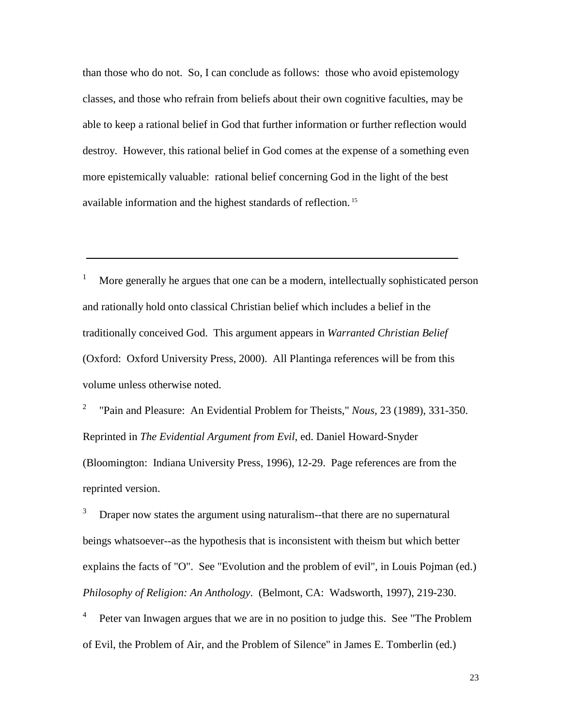than those who do not. So, I can conclude as follows: those who avoid epistemology classes, and those who refrain from beliefs about their own cognitive faculties, may be able to keep a rational belief in God that further information or further reflection would destroy. However, this rational belief in God comes at the expense of a something even more epistemically valuable: rational belief concerning God in the light of the best available information and the highest standards of reflection.[15]

---

[1] More generally he argues that one can be a modern, intellectually sophisticated person and rationally hold onto classical Christian belief which includes a belief in the traditionally conceived God. This argument appears in *Warranted Christian Belief* (Oxford: Oxford University Press, 2000). All Plantinga references will be from this volume unless otherwise noted.

[2] "Pain and Pleasure: An Evidential Problem for Theists," *Nous*, 23 (1989), 331-350. Reprinted in *The Evidential Argument from Evil*, ed. Daniel Howard-Snyder (Bloomington: Indiana University Press, 1996), 12-29. Page references are from the reprinted version.

[3] Draper now states the argument using naturalism--that there are no supernatural beings whatsoever--as the hypothesis that is inconsistent with theism but which better explains the facts of "O". See "Evolution and the problem of evil", in Louis Pojman (ed.) *Philosophy of Religion: An Anthology*. (Belmont, CA: Wadsworth, 1997), 219-230.

[4] Peter van Inwagen argues that we are in no position to judge this. See "The Problem of Evil, the Problem of Air, and the Problem of Silence" in James E. Tomberlin (ed.)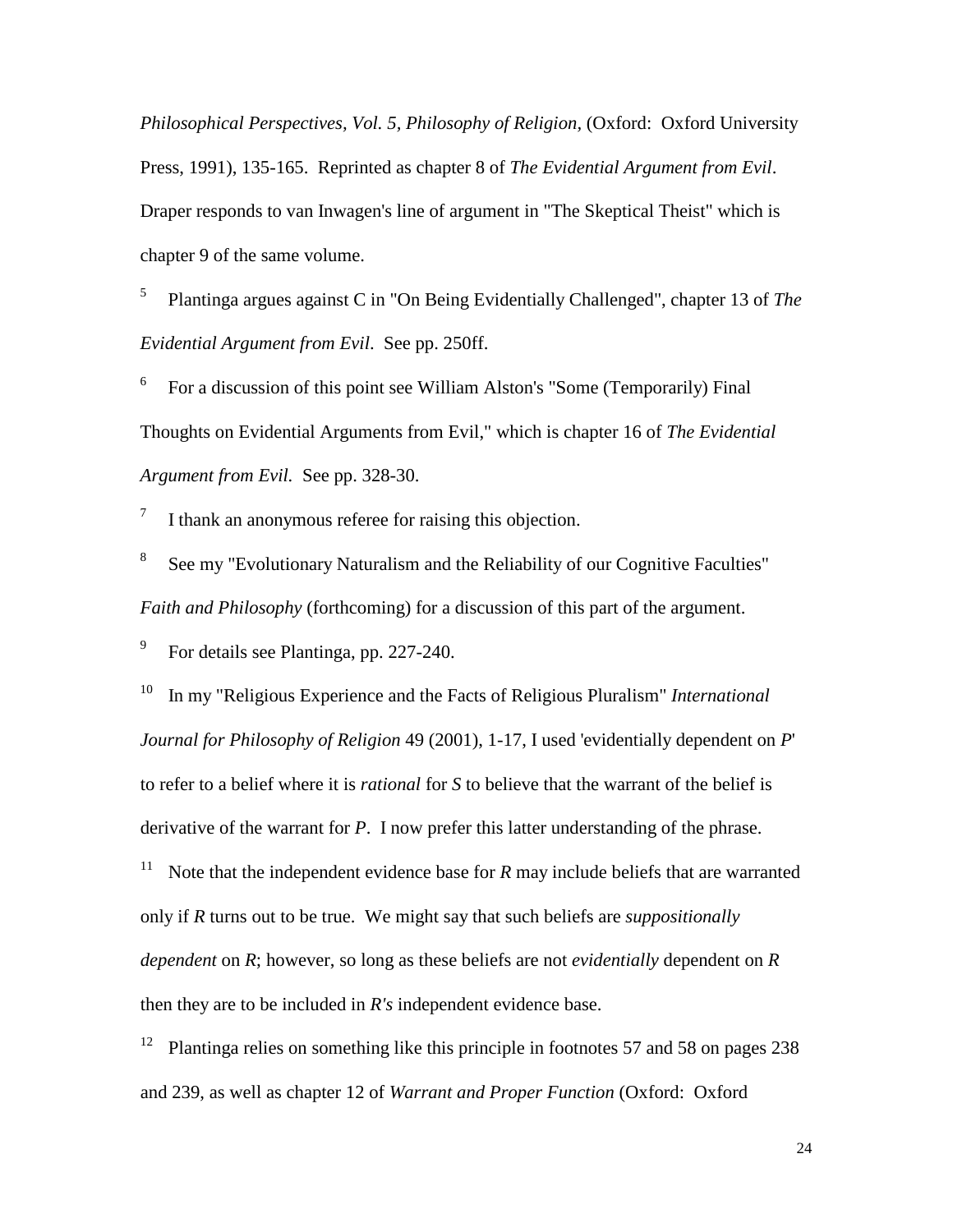*Philosophical Perspectives, Vol. 5, Philosophy of Religion,* (Oxford: Oxford University Press, 1991), 135-165. Reprinted as chapter 8 of *The Evidential Argument from Evil*. Draper responds to van Inwagen's line of argument in "The Skeptical Theist" which is chapter 9 of the same volume.

[5] Plantinga argues against C in "On Being Evidentially Challenged", chapter 13 of *The Evidential Argument from Evil*. See pp. 250ff.

[6] For a discussion of this point see William Alston's "Some (Temporarily) Final Thoughts on Evidential Arguments from Evil," which is chapter 16 of *The Evidential Argument from Evil.* See pp. 328-30.

[7] I thank an anonymous referee for raising this objection.

[8] See my "Evolutionary Naturalism and the Reliability of our Cognitive Faculties" *Faith and Philosophy* (forthcoming) for a discussion of this part of the argument.

[9] For details see Plantinga, pp. 227-240.

[10] In my "Religious Experience and the Facts of Religious Pluralism" *International Journal for Philosophy of Religion* 49 (2001), 1-17, I used 'evidentially dependent on *P*' to refer to a belief where it is *rational* for *S* to believe that the warrant of the belief is derivative of the warrant for *P*. I now prefer this latter understanding of the phrase.

[11] Note that the independent evidence base for *R* may include beliefs that are warranted only if *R* turns out to be true. We might say that such beliefs are *suppositionally dependent* on *R*; however, so long as these beliefs are not *evidentially* dependent on *R* then they are to be included in *R's* independent evidence base.

[12] Plantinga relies on something like this principle in footnotes 57 and 58 on pages 238 and 239, as well as chapter 12 of *Warrant and Proper Function* (Oxford: Oxford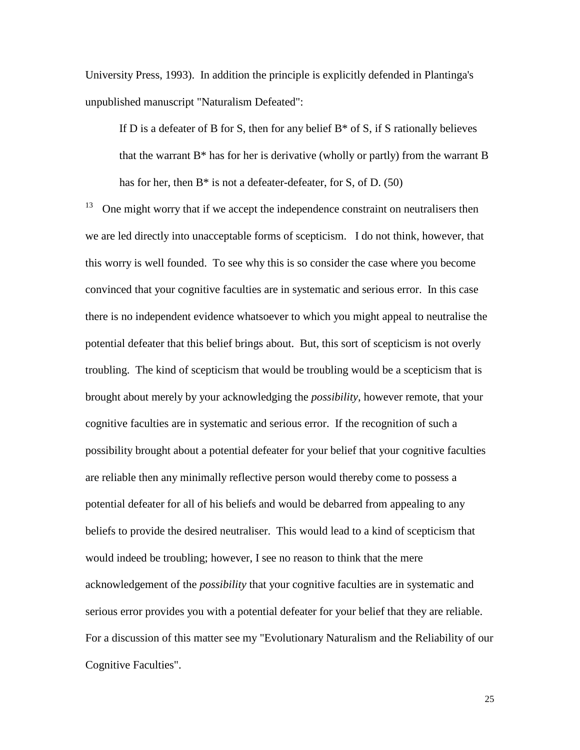University Press, 1993). In addition the principle is explicitly defended in Plantinga's unpublished manuscript "Naturalism Defeated":

> If D is a defeater of B for S, then for any belief B* of S, if S rationally believes that the warrant B* has for her is derivative (wholly or partly) from the warrant B has for her, then B* is not a defeater-defeater, for S, of D. (50)

[13] One might worry that if we accept the independence constraint on neutralisers then we are led directly into unacceptable forms of scepticism. I do not think, however, that this worry is well founded. To see why this is so consider the case where you become convinced that your cognitive faculties are in systematic and serious error. In this case there is no independent evidence whatsoever to which you might appeal to neutralise the potential defeater that this belief brings about. But, this sort of scepticism is not overly troubling. The kind of scepticism that would be troubling would be a scepticism that is brought about merely by your acknowledging the *possibility*, however remote, that your cognitive faculties are in systematic and serious error. If the recognition of such a possibility brought about a potential defeater for your belief that your cognitive faculties are reliable then any minimally reflective person would thereby come to possess a potential defeater for all of his beliefs and would be debarred from appealing to any beliefs to provide the desired neutraliser. This would lead to a kind of scepticism that would indeed be troubling; however, I see no reason to think that the mere acknowledgement of the *possibility* that your cognitive faculties are in systematic and serious error provides you with a potential defeater for your belief that they are reliable. For a discussion of this matter see my "Evolutionary Naturalism and the Reliability of our Cognitive Faculties".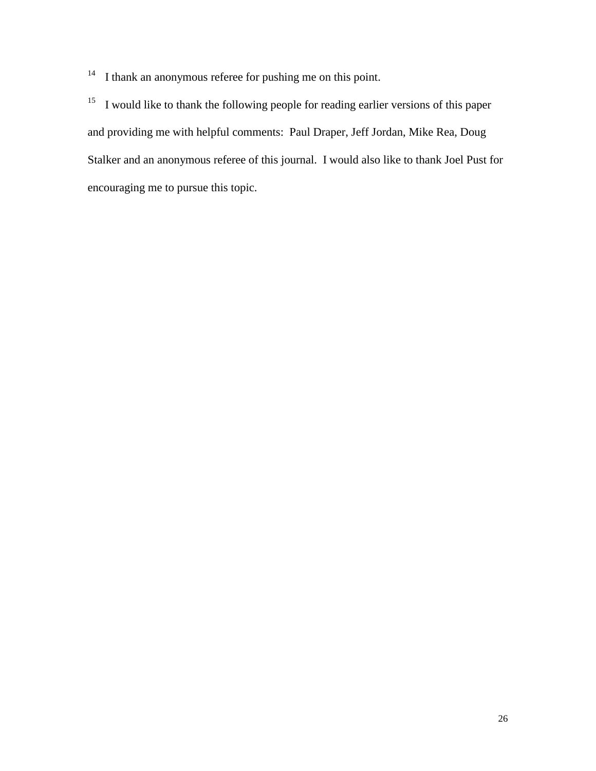[14] I thank an anonymous referee for pushing me on this point.

[15] I would like to thank the following people for reading earlier versions of this paper and providing me with helpful comments: Paul Draper, Jeff Jordan, Mike Rea, Doug Stalker and an anonymous referee of this journal. I would also like to thank Joel Pust for encouraging me to pursue this topic.